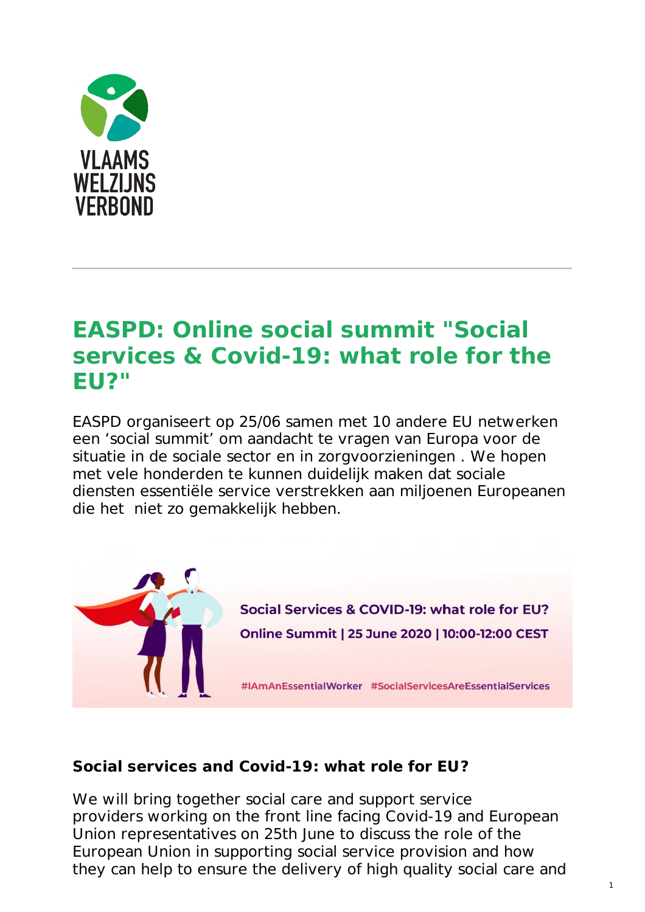VLAAMS WELZIJNS VERBOND

---

# EASPD: Online social summit "Social services & Covid-19: what role for the EU?"

EASPD organiseert op 25/06 samen met 10 andere EU netwerken een ‘social summit’ om aandacht te vragen van Europa voor de situatie in de sociale sector en in zorgvoorzieningen . We hopen met vele honderden te kunnen duidelijk maken dat sociale diensten essentiële service verstrekken aan miljoenen Europeanen die het  niet zo gemakkelijk hebben.

Social Services & COVID-19: what role for EU?

Online Summit | 25 June 2020 | 10:00-12:00 CEST

#IAmAnEssentialWorker #SocialServicesAreEssentialServices

**Social services and Covid-19: what role for EU?**

We will bring together social care and support service providers working on the front line facing Covid-19 and European Union representatives on 25th June to discuss the role of the European Union in supporting social service provision and how they can help to ensure the delivery of high quality social care and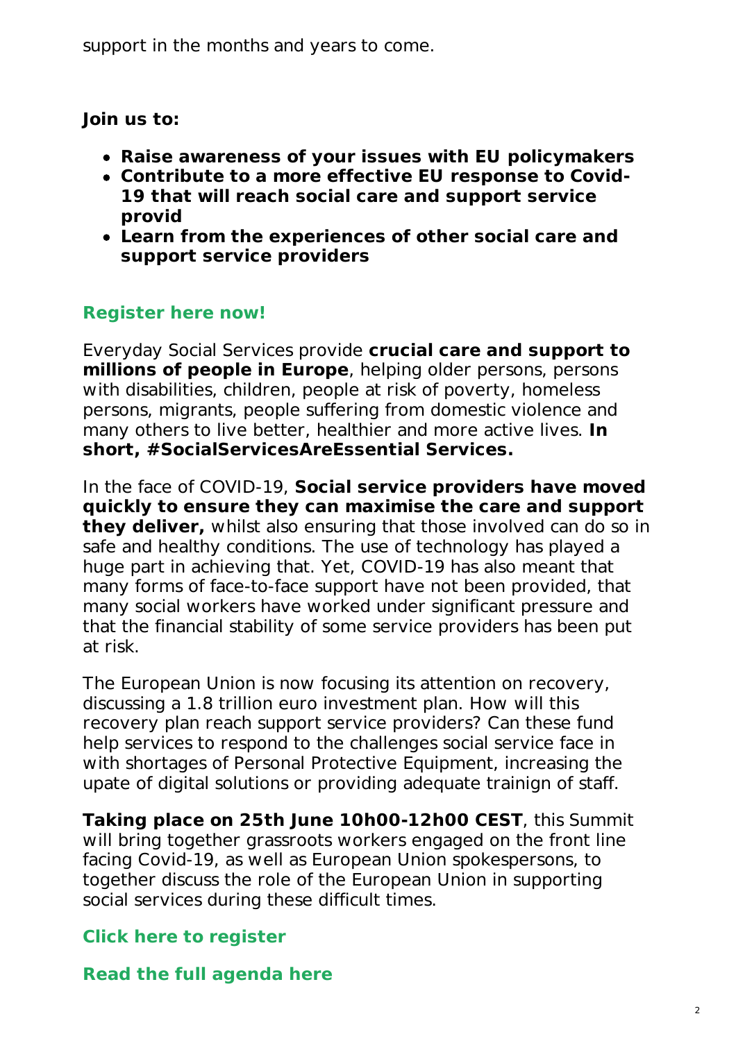support in the months and years to come.

**Join us to:**

- **Raise awareness of your issues with EU policymakers**
- **Contribute to a more effective EU response to Covid-19 that will reach social care and support service provid**
- **Learn from the experiences of other social care and support service providers**

**Register here now!**

Everyday Social Services provide **crucial care and support to millions of people in Europe**, helping older persons, persons with disabilities, children, people at risk of poverty, homeless persons, migrants, people suffering from domestic violence and many others to live better, healthier and more active lives. **In short, #SocialServicesAreEssential Services.**

In the face of COVID-19, **Social service providers have moved quickly to ensure they can maximise the care and support they deliver,** whilst also ensuring that those involved can do so in safe and healthy conditions. The use of technology has played a huge part in achieving that. Yet, COVID-19 has also meant that many forms of face-to-face support have not been provided, that many social workers have worked under significant pressure and that the financial stability of some service providers has been put at risk.

The European Union is now focusing its attention on recovery, discussing a 1.8 trillion euro investment plan. How will this recovery plan reach support service providers? Can these fund help services to respond to the challenges social service face in with shortages of Personal Protective Equipment, increasing the upate of digital solutions or providing adequate trainign of staff.

**Taking place on 25th June 10h00-12h00 CEST**, this Summit will bring together grassroots workers engaged on the front line facing Covid-19, as well as European Union spokespersons, to together discuss the role of the European Union in supporting social services during these difficult times.

**Click here to register**

**Read the full agenda here**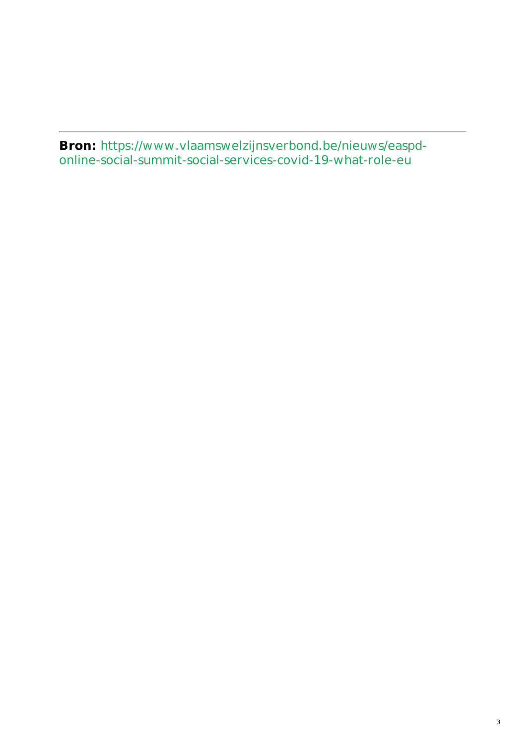---

**Bron:** https://www.vlaamswelzijnsverbond.be/nieuws/easpd-online-social-summit-social-services-covid-19-what-role-eu